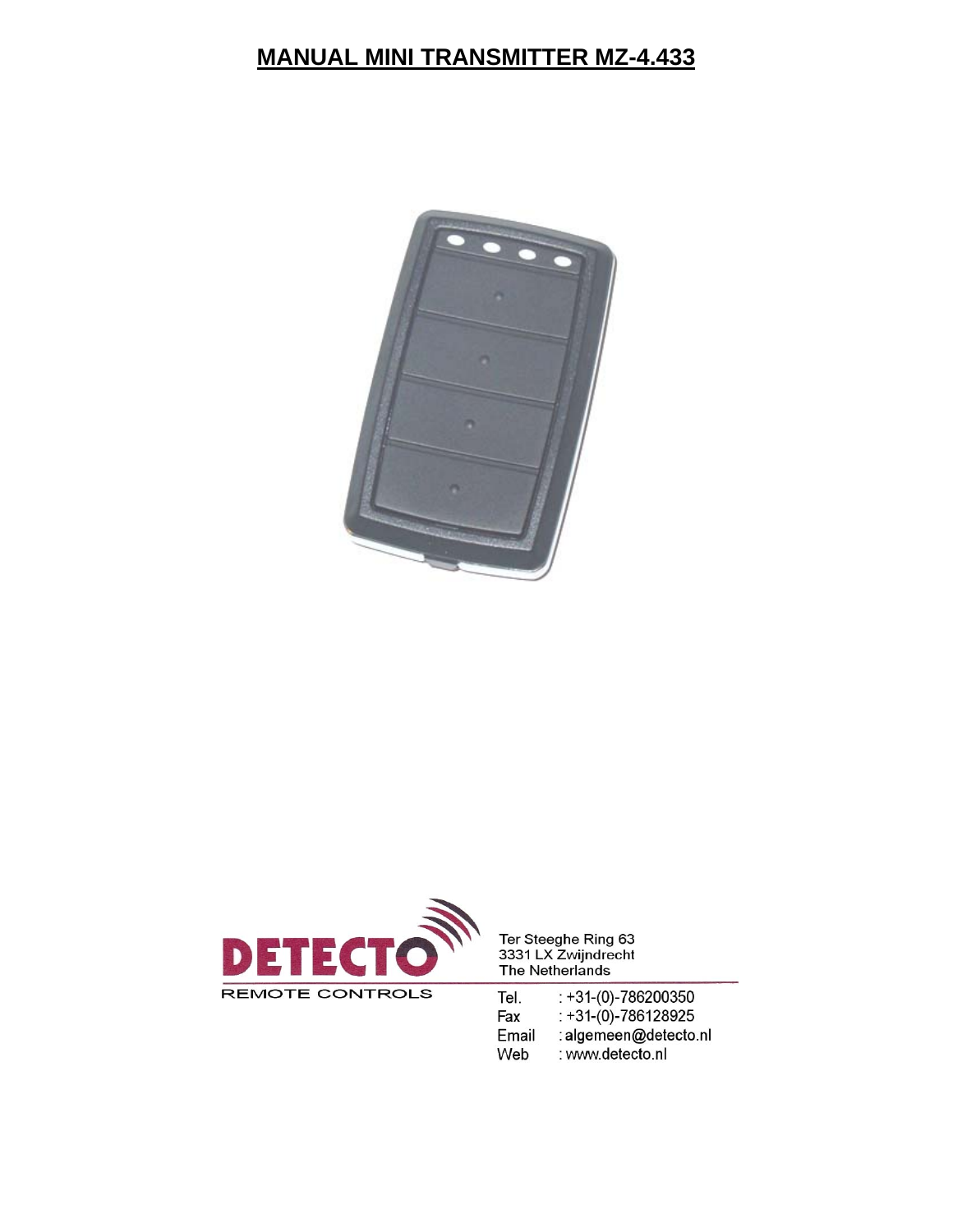# MANUAL MINI TRANSMITTER MZ-4.433

DETECTO
REMOTE CONTROLS

Ter Steeghe Ring 63
3331 LX Zwijndrecht
The Netherlands

Tel. : +31-(0)-786200350
Fax : +31-(0)-786128925
Email : algemeen@detecto.nl
Web : www.detecto.nl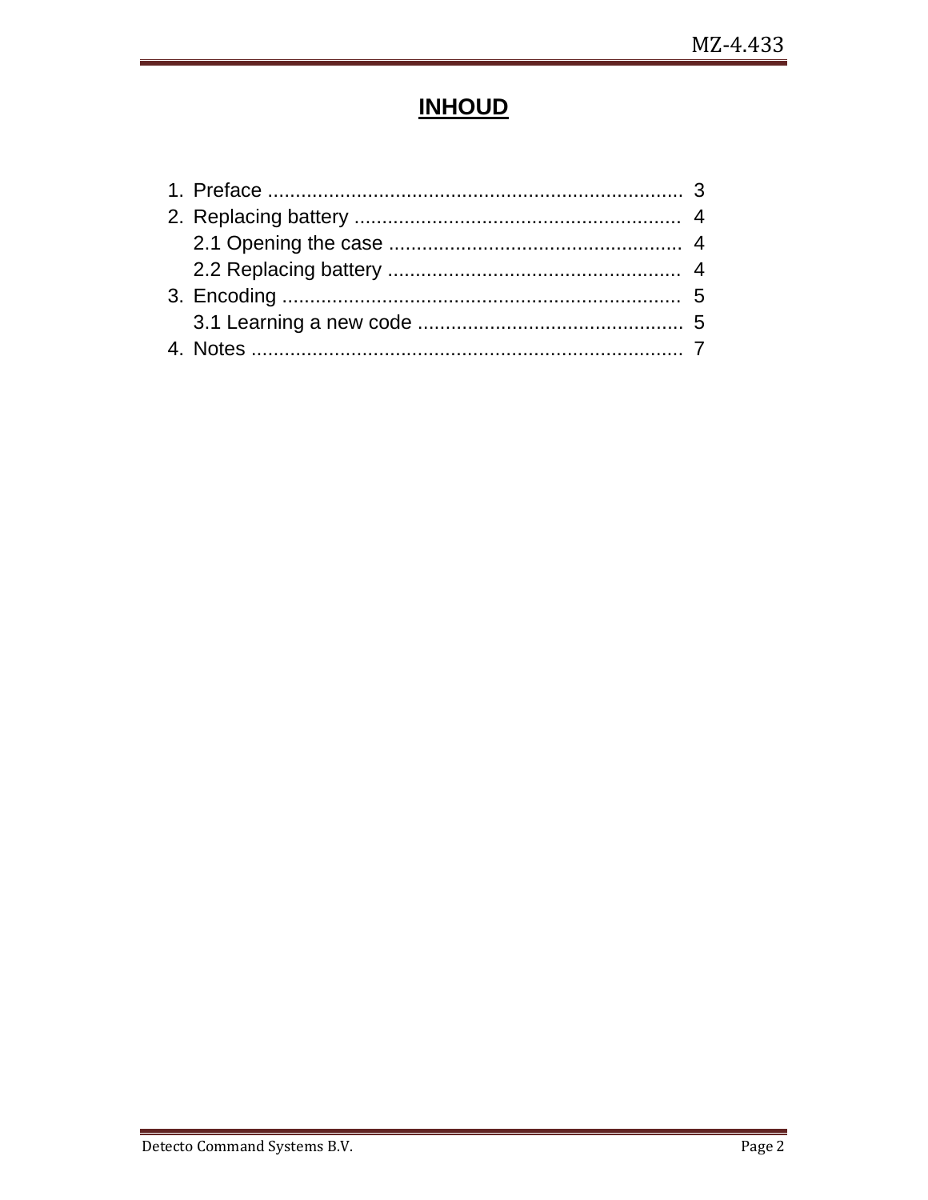# INHOUD

1. Preface ........................................................................... 3
2. Replacing battery ........................................................... 4
   2.1 Opening the case ..................................................... 4
   2.2 Replacing battery ..................................................... 4
3. Encoding ........................................................................ 5
   3.1 Learning a new code ................................................ 5
4. Notes .............................................................................. 7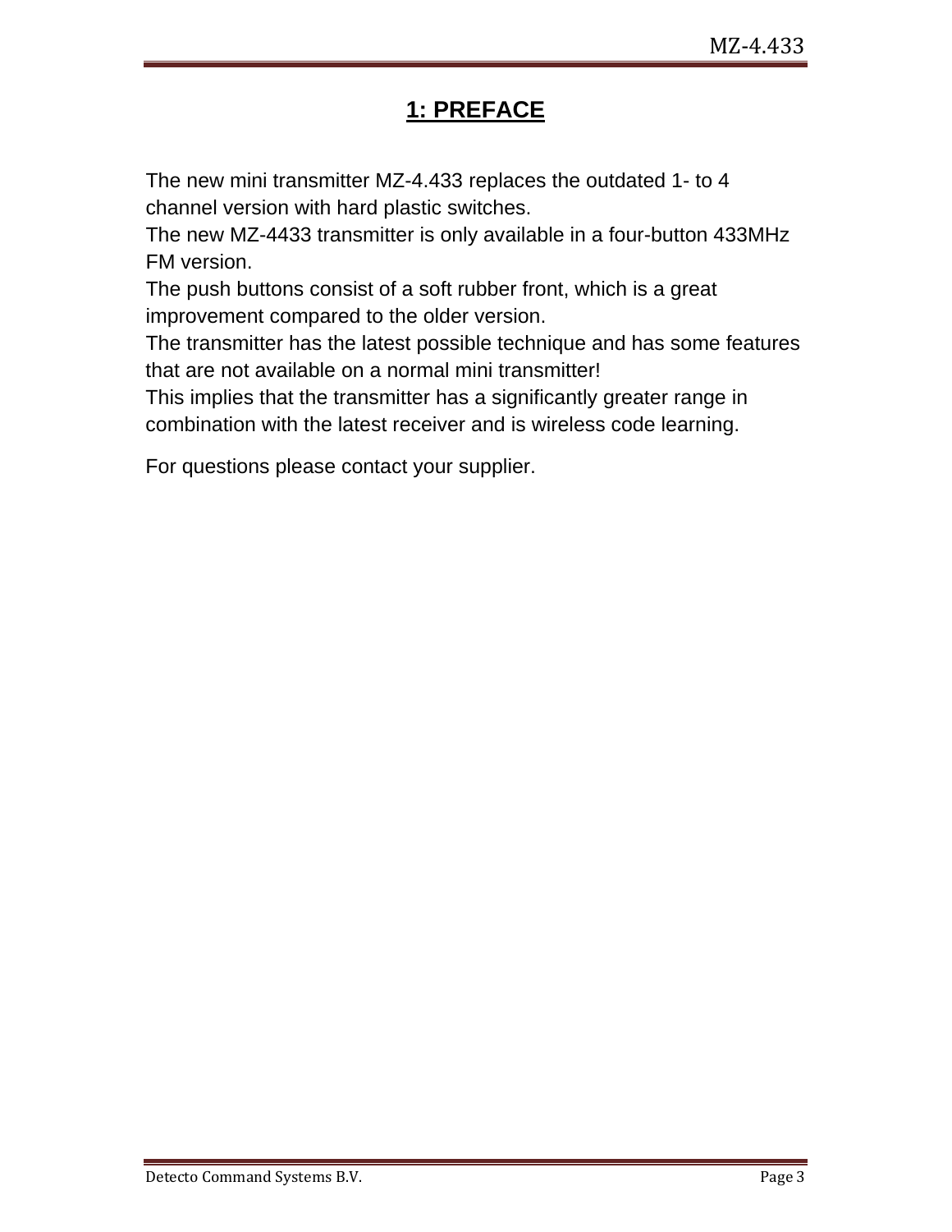# 1: PREFACE

The new mini transmitter MZ-4.433 replaces the outdated 1- to 4 channel version with hard plastic switches.
The new MZ-4433 transmitter is only available in a four-button 433MHz FM version.
The push buttons consist of a soft rubber front, which is a great improvement compared to the older version.
The transmitter has the latest possible technique and has some features that are not available on a normal mini transmitter!
This implies that the transmitter has a significantly greater range in combination with the latest receiver and is wireless code learning.

For questions please contact your supplier.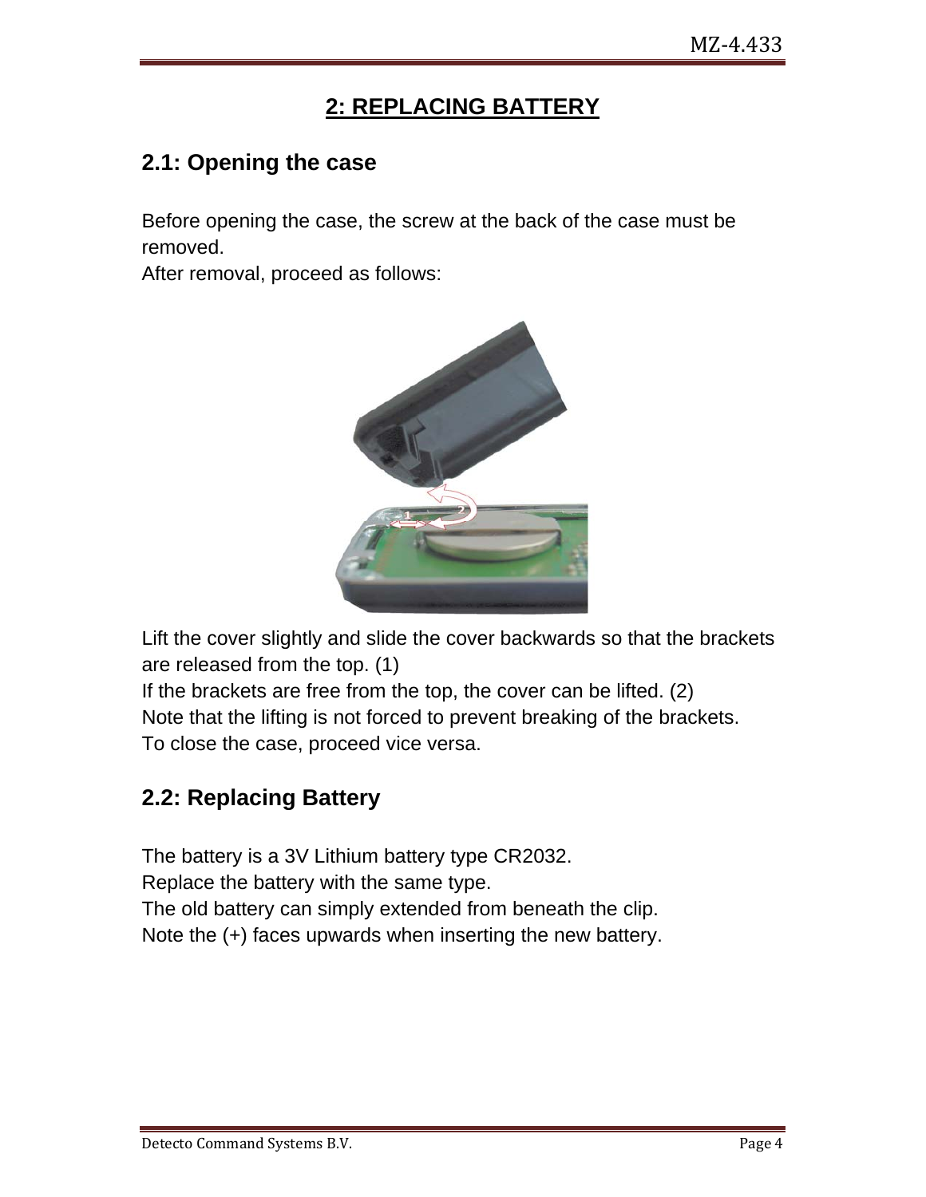# 2: REPLACING BATTERY

## 2.1: Opening the case

Before opening the case, the screw at the back of the case must be removed.
After removal, proceed as follows:

Lift the cover slightly and slide the cover backwards so that the brackets are released from the top. (1)
If the brackets are free from the top, the cover can be lifted. (2)
Note that the lifting is not forced to prevent breaking of the brackets.
To close the case, proceed vice versa.

## 2.2: Replacing Battery

The battery is a 3V Lithium battery type CR2032.
Replace the battery with the same type.
The old battery can simply extended from beneath the clip.
Note the (+) faces upwards when inserting the new battery.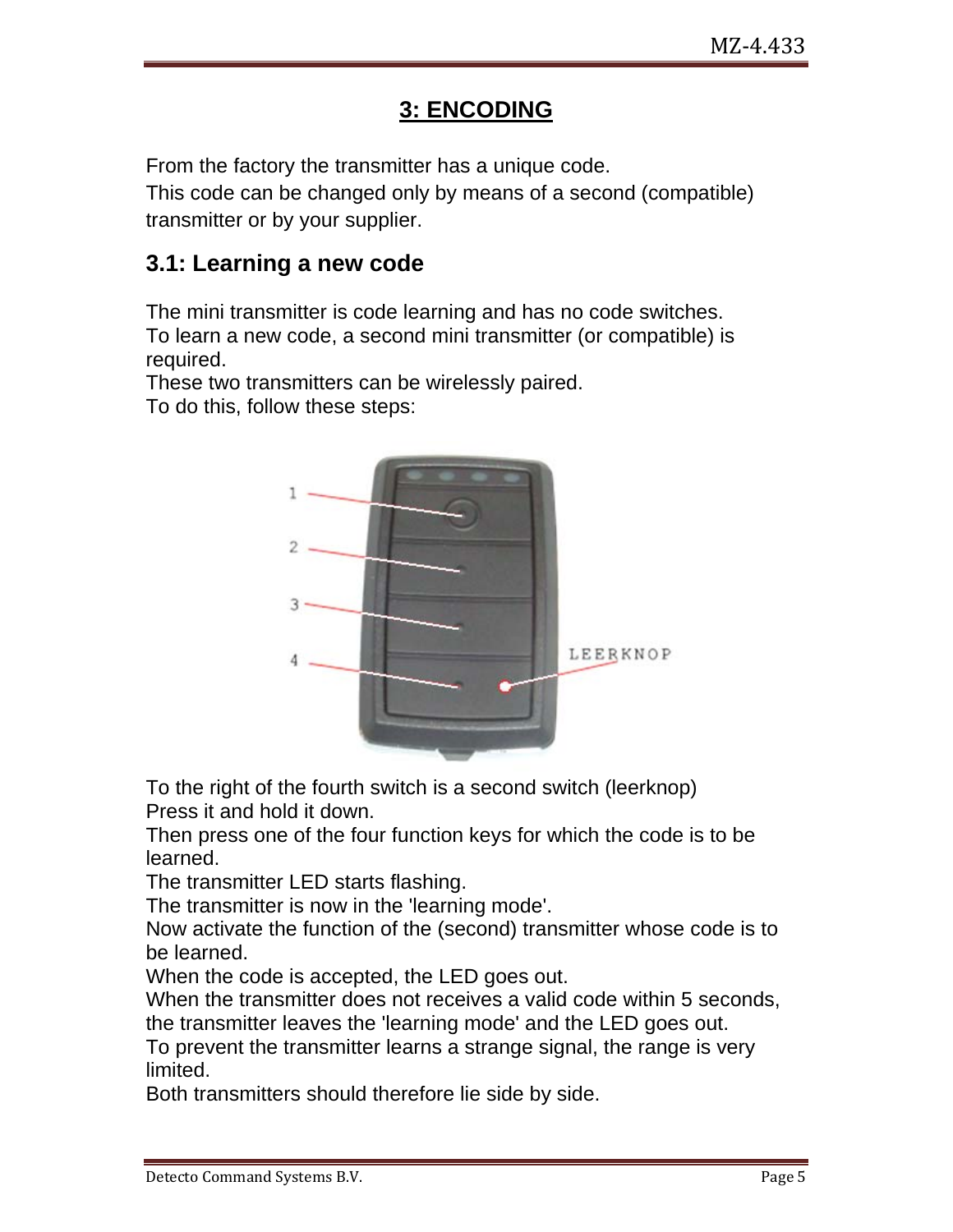## 3: ENCODING

From the factory the transmitter has a unique code.
This code can be changed only by means of a second (compatible) transmitter or by your supplier.

### 3.1: Learning a new code

The mini transmitter is code learning and has no code switches.
To learn a new code, a second mini transmitter (or compatible) is required.
These two transmitters can be wirelessly paired.
To do this, follow these steps:

To the right of the fourth switch is a second switch (leerknop)
Press it and hold it down.
Then press one of the four function keys for which the code is to be learned.
The transmitter LED starts flashing.
The transmitter is now in the 'learning mode'.
Now activate the function of the (second) transmitter whose code is to be learned.
When the code is accepted, the LED goes out.
When the transmitter does not receives a valid code within 5 seconds, the transmitter leaves the 'learning mode' and the LED goes out.
To prevent the transmitter learns a strange signal, the range is very limited.
Both transmitters should therefore lie side by side.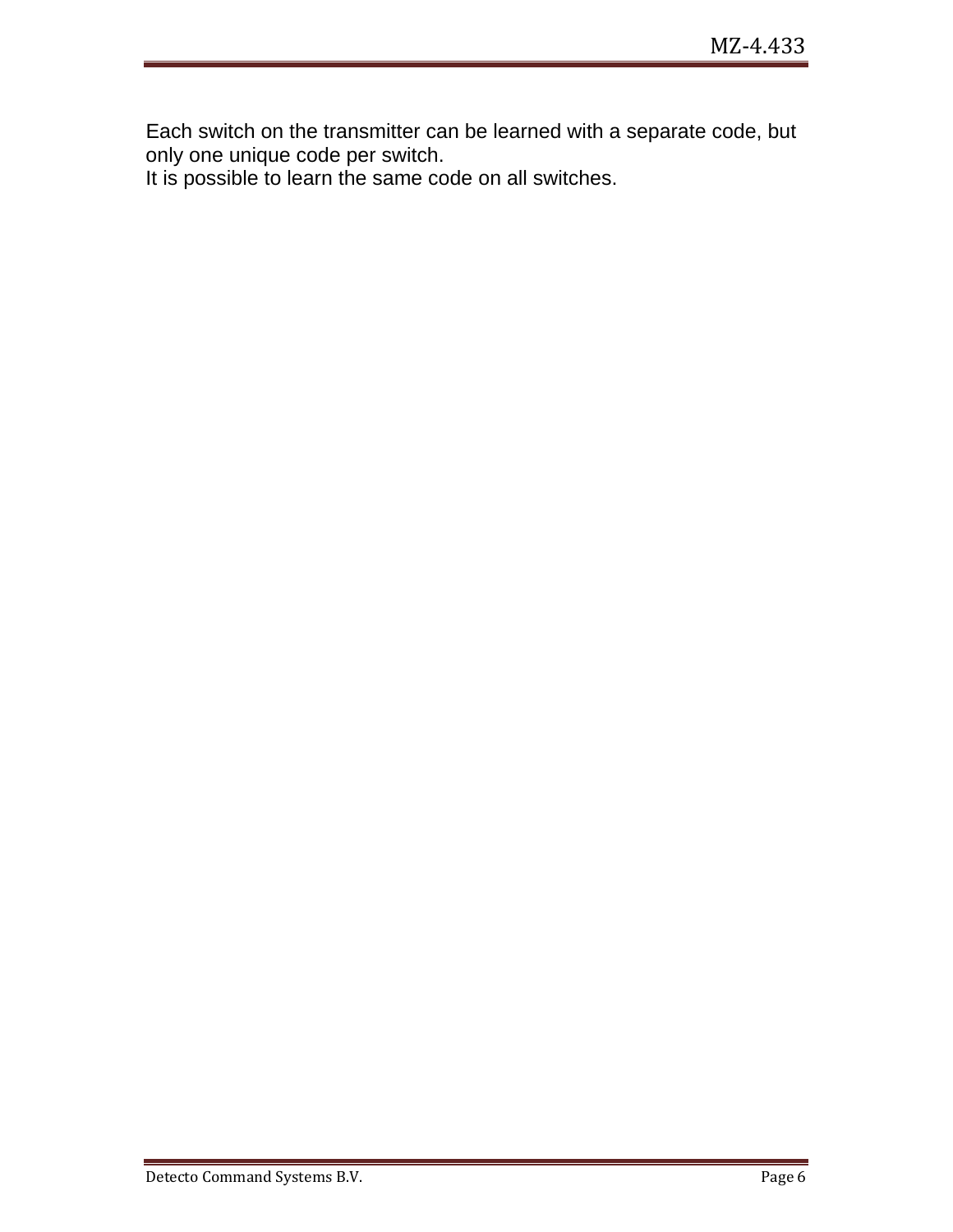Each switch on the transmitter can be learned with a separate code, but only one unique code per switch.
It is possible to learn the same code on all switches.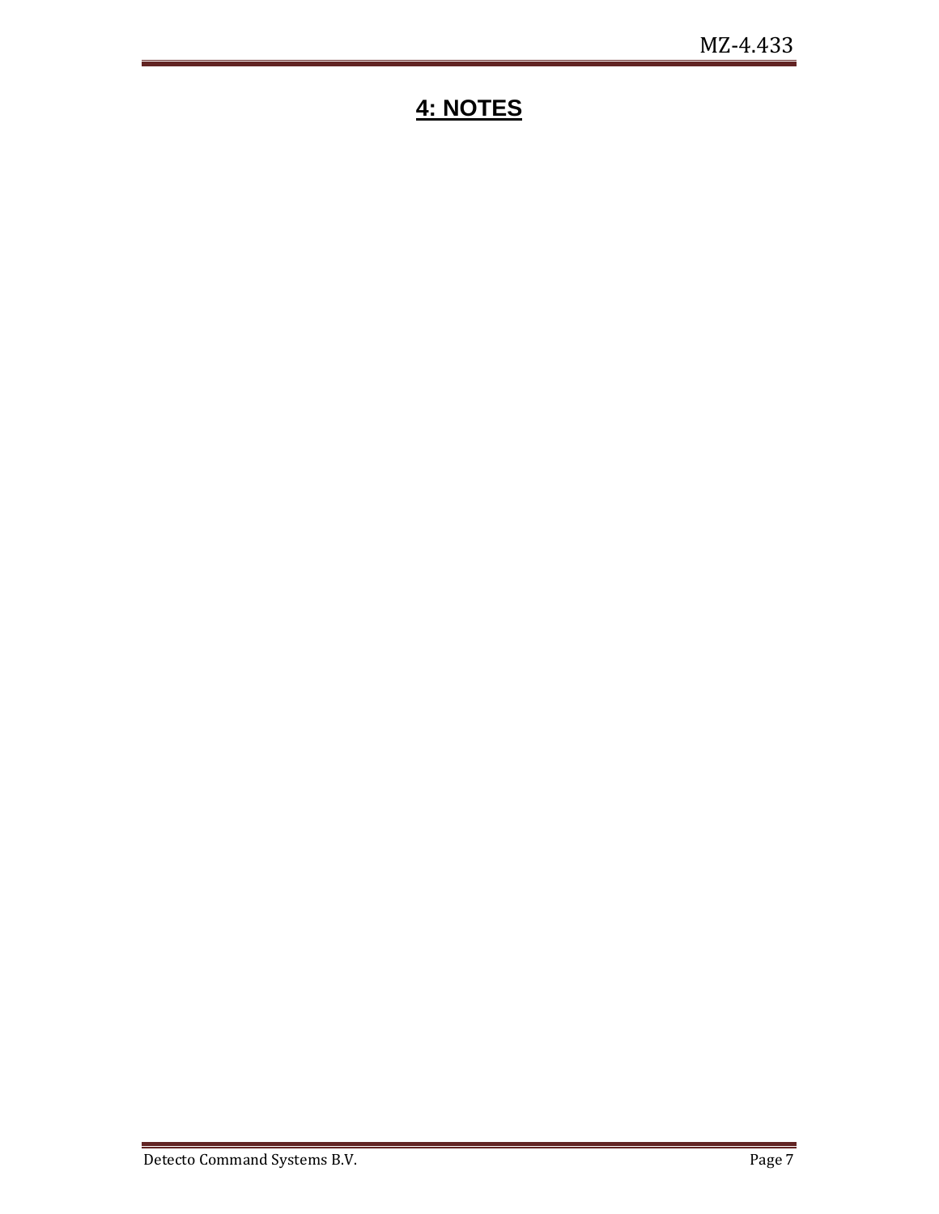# 4: NOTES